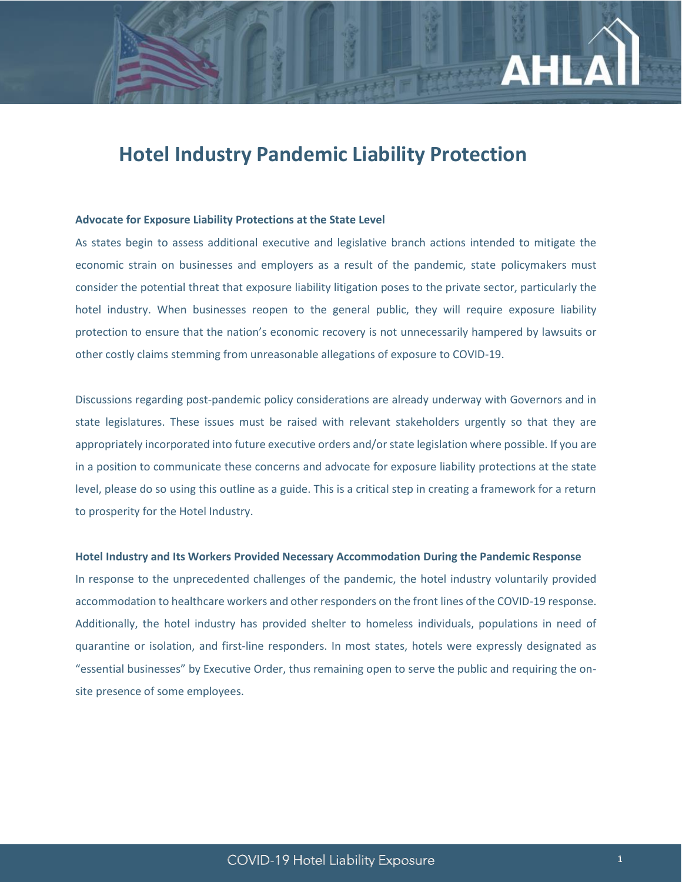# Hotel Industry Pandemic Liability Protection

**Advocate for Exposure Liability Protections at the State Level**

As states begin to assess additional executive and legislative branch actions intended to mitigate the economic strain on businesses and employers as a result of the pandemic, state policymakers must consider the potential threat that exposure liability litigation poses to the private sector, particularly the hotel industry. When businesses reopen to the general public, they will require exposure liability protection to ensure that the nation's economic recovery is not unnecessarily hampered by lawsuits or other costly claims stemming from unreasonable allegations of exposure to COVID-19.

Discussions regarding post-pandemic policy considerations are already underway with Governors and in state legislatures. These issues must be raised with relevant stakeholders urgently so that they are appropriately incorporated into future executive orders and/or state legislation where possible. If you are in a position to communicate these concerns and advocate for exposure liability protections at the state level, please do so using this outline as a guide. This is a critical step in creating a framework for a return to prosperity for the Hotel Industry.

**Hotel Industry and Its Workers Provided Necessary Accommodation During the Pandemic Response**

In response to the unprecedented challenges of the pandemic, the hotel industry voluntarily provided accommodation to healthcare workers and other responders on the front lines of the COVID-19 response. Additionally, the hotel industry has provided shelter to homeless individuals, populations in need of quarantine or isolation, and first-line responders. In most states, hotels were expressly designated as "essential businesses" by Executive Order, thus remaining open to serve the public and requiring the on-site presence of some employees.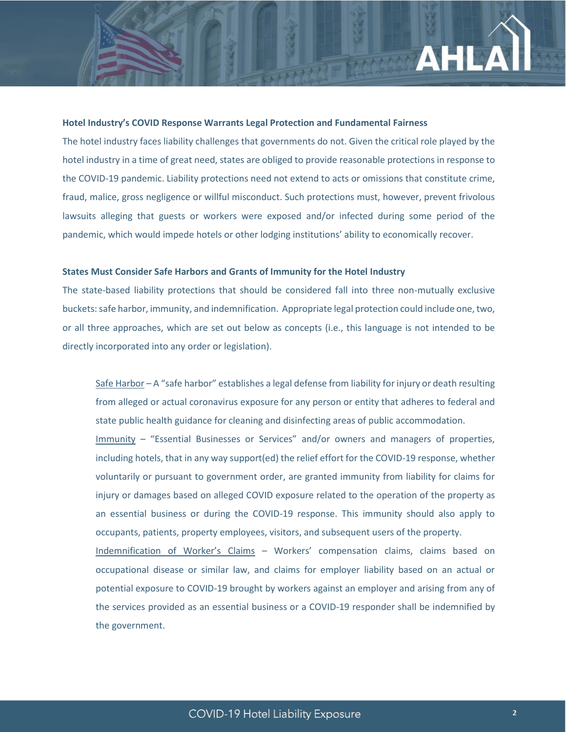**Hotel Industry's COVID Response Warrants Legal Protection and Fundamental Fairness**

The hotel industry faces liability challenges that governments do not. Given the critical role played by the hotel industry in a time of great need, states are obliged to provide reasonable protections in response to the COVID-19 pandemic. Liability protections need not extend to acts or omissions that constitute crime, fraud, malice, gross negligence or willful misconduct. Such protections must, however, prevent frivolous lawsuits alleging that guests or workers were exposed and/or infected during some period of the pandemic, which would impede hotels or other lodging institutions' ability to economically recover.

**States Must Consider Safe Harbors and Grants of Immunity for the Hotel Industry**

The state-based liability protections that should be considered fall into three non-mutually exclusive buckets: safe harbor, immunity, and indemnification. Appropriate legal protection could include one, two, or all three approaches, which are set out below as concepts (i.e., this language is not intended to be directly incorporated into any order or legislation).

Safe Harbor – A "safe harbor" establishes a legal defense from liability for injury or death resulting from alleged or actual coronavirus exposure for any person or entity that adheres to federal and state public health guidance for cleaning and disinfecting areas of public accommodation.

Immunity – "Essential Businesses or Services" and/or owners and managers of properties, including hotels, that in any way support(ed) the relief effort for the COVID-19 response, whether voluntarily or pursuant to government order, are granted immunity from liability for claims for injury or damages based on alleged COVID exposure related to the operation of the property as an essential business or during the COVID-19 response. This immunity should also apply to occupants, patients, property employees, visitors, and subsequent users of the property.

Indemnification of Worker's Claims – Workers' compensation claims, claims based on occupational disease or similar law, and claims for employer liability based on an actual or potential exposure to COVID-19 brought by workers against an employer and arising from any of the services provided as an essential business or a COVID-19 responder shall be indemnified by the government.